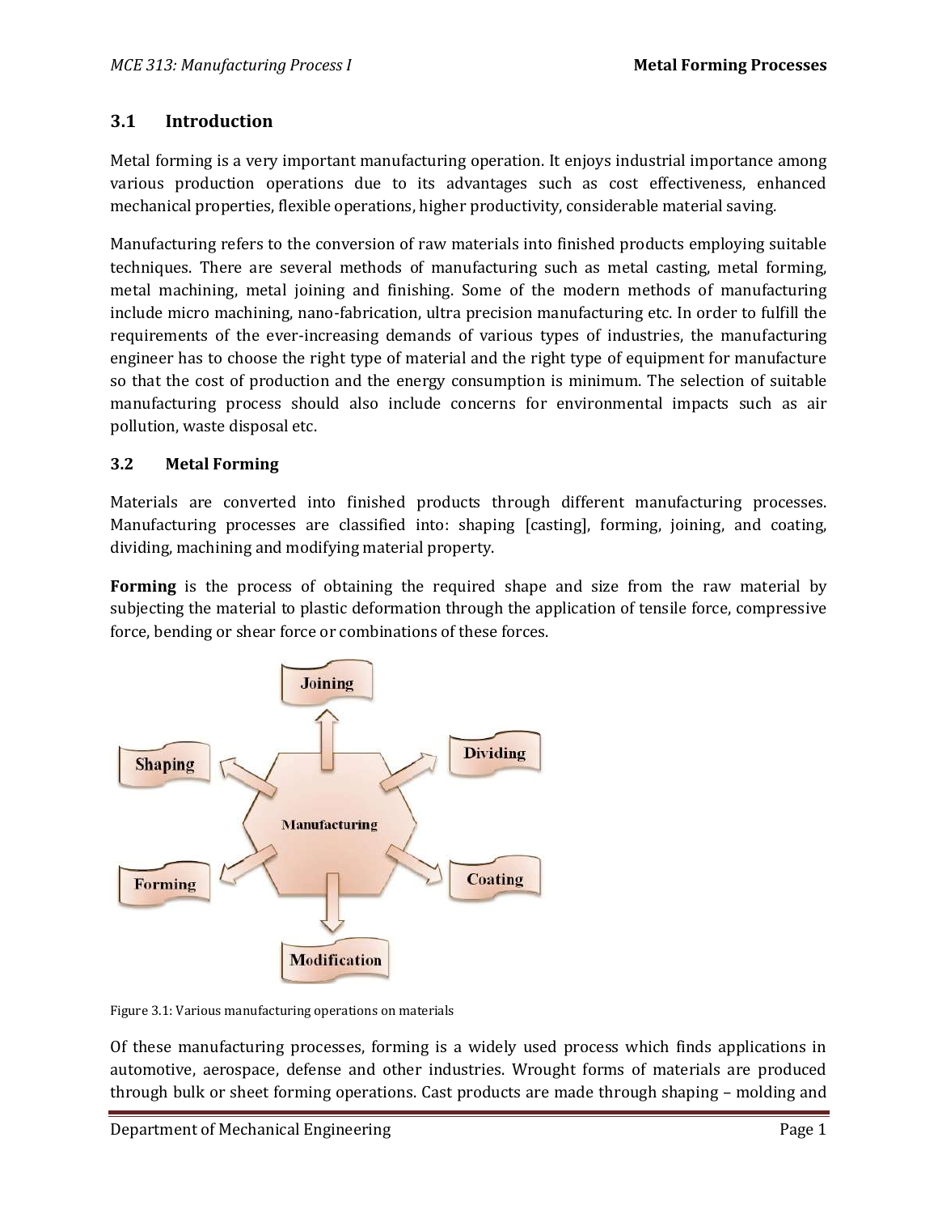## 3.1 Introduction

Metal forming is a very important manufacturing operation. It enjoys industrial importance among various production operations due to its advantages such as cost effectiveness, enhanced mechanical properties, flexible operations, higher productivity, considerable material saving.

Manufacturing refers to the conversion of raw materials into finished products employing suitable techniques. There are several methods of manufacturing such as metal casting, metal forming, metal machining, metal joining and finishing. Some of the modern methods of manufacturing include micro machining, nano-fabrication, ultra precision manufacturing etc. In order to fulfill the requirements of the ever-increasing demands of various types of industries, the manufacturing engineer has to choose the right type of material and the right type of equipment for manufacture so that the cost of production and the energy consumption is minimum. The selection of suitable manufacturing process should also include concerns for environmental impacts such as air pollution, waste disposal etc.

## 3.2 Metal Forming

Materials are converted into finished products through different manufacturing processes. Manufacturing processes are classified into: shaping [casting], forming, joining, and coating, dividing, machining and modifying material property.

**Forming** is the process of obtaining the required shape and size from the raw material by subjecting the material to plastic deformation through the application of tensile force, compressive force, bending or shear force or combinations of these forces.

Figure 3.1: Various manufacturing operations on materials

Of these manufacturing processes, forming is a widely used process which finds applications in automotive, aerospace, defense and other industries. Wrought forms of materials are produced through bulk or sheet forming operations. Cast products are made through shaping – molding and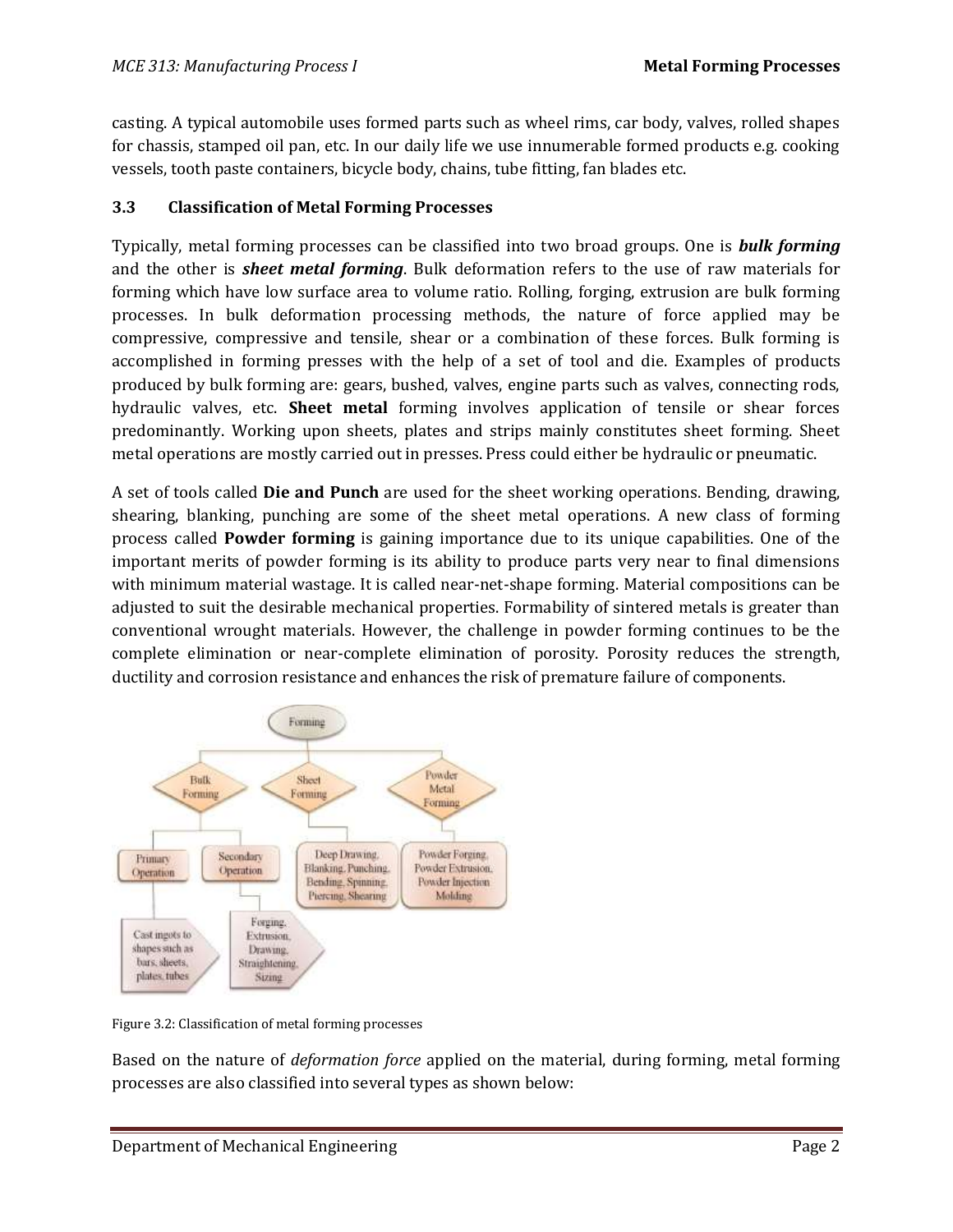casting. A typical automobile uses formed parts such as wheel rims, car body, valves, rolled shapes for chassis, stamped oil pan, etc. In our daily life we use innumerable formed products e.g. cooking vessels, tooth paste containers, bicycle body, chains, tube fitting, fan blades etc.

### 3.3 Classification of Metal Forming Processes

Typically, metal forming processes can be classified into two broad groups. One is ***bulk forming*** and the other is ***sheet metal forming***. Bulk deformation refers to the use of raw materials for forming which have low surface area to volume ratio. Rolling, forging, extrusion are bulk forming processes. In bulk deformation processing methods, the nature of force applied may be compressive, compressive and tensile, shear or a combination of these forces. Bulk forming is accomplished in forming presses with the help of a set of tool and die. Examples of products produced by bulk forming are: gears, bushed, valves, engine parts such as valves, connecting rods, hydraulic valves, etc. **Sheet metal** forming involves application of tensile or shear forces predominantly. Working upon sheets, plates and strips mainly constitutes sheet forming. Sheet metal operations are mostly carried out in presses. Press could either be hydraulic or pneumatic.

A set of tools called **Die and Punch** are used for the sheet working operations. Bending, drawing, shearing, blanking, punching are some of the sheet metal operations. A new class of forming process called **Powder forming** is gaining importance due to its unique capabilities. One of the important merits of powder forming is its ability to produce parts very near to final dimensions with minimum material wastage. It is called near-net-shape forming. Material compositions can be adjusted to suit the desirable mechanical properties. Formability of sintered metals is greater than conventional wrought materials. However, the challenge in powder forming continues to be the complete elimination or near-complete elimination of porosity. Porosity reduces the strength, ductility and corrosion resistance and enhances the risk of premature failure of components.

Figure 3.2: Classification of metal forming processes

Based on the nature of *deformation force* applied on the material, during forming, metal forming processes are also classified into several types as shown below: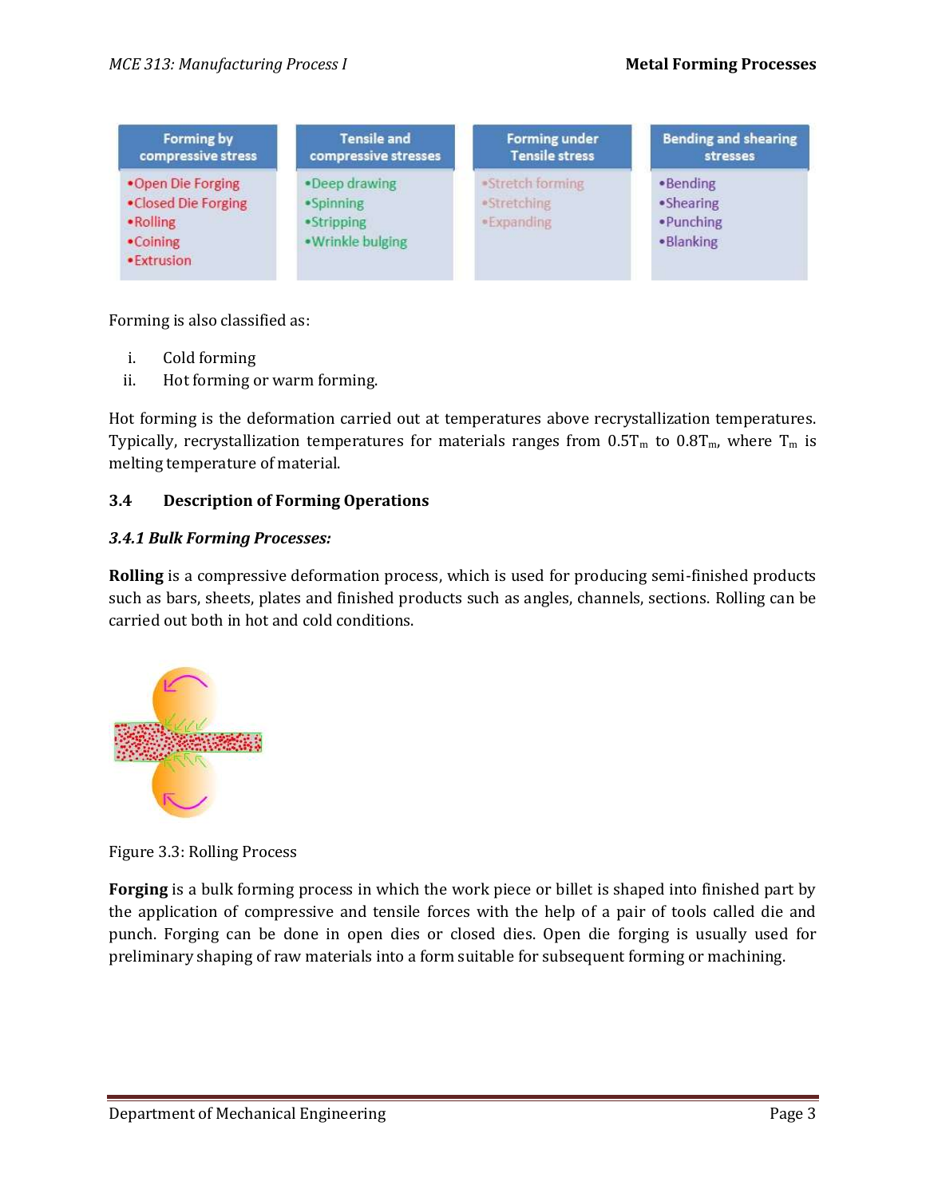| Forming by compressive stress | Tensile and compressive stresses | Forming under Tensile stress | Bending and shearing stresses |
| --- | --- | --- | --- |
| •Open Die Forging<br>•Closed Die Forging<br>•Rolling<br>•Coining<br>•Extrusion | •Deep drawing<br>•Spinning<br>•Stripping<br>•Wrinkle bulging | •Stretch forming<br>•Stretching<br>•Expanding | •Bending<br>•Shearing<br>•Punching<br>•Blanking |

Forming is also classified as:

i. Cold forming
ii. Hot forming or warm forming.

Hot forming is the deformation carried out at temperatures above recrystallization temperatures. Typically, recrystallization temperatures for materials ranges from $0.5T_m$ to $0.8T_m$, where $T_m$ is melting temperature of material.

## 3.4 Description of Forming Operations

### *3.4.1 Bulk Forming Processes:*

**Rolling** is a compressive deformation process, which is used for producing semi-finished products such as bars, sheets, plates and finished products such as angles, channels, sections. Rolling can be carried out both in hot and cold conditions.

Figure 3.3: Rolling Process

**Forging** is a bulk forming process in which the work piece or billet is shaped into finished part by the application of compressive and tensile forces with the help of a pair of tools called die and punch. Forging can be done in open dies or closed dies. Open die forging is usually used for preliminary shaping of raw materials into a form suitable for subsequent forming or machining.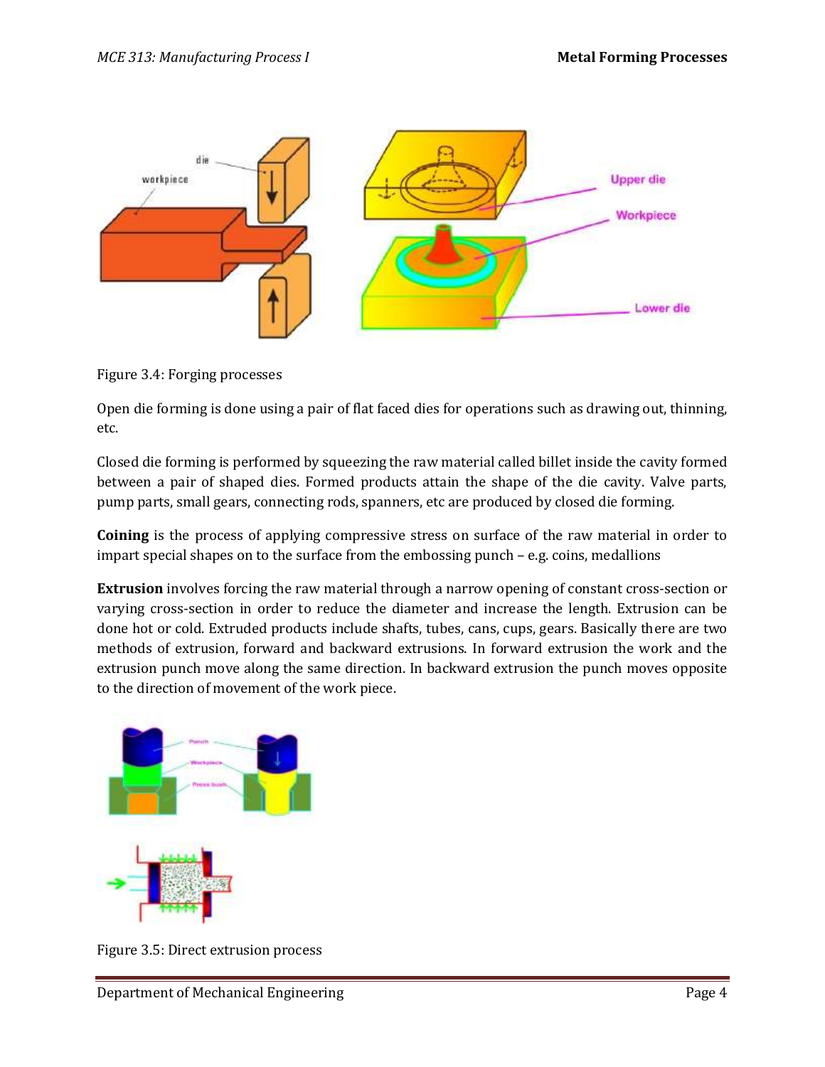Figure 3.4: Forging processes

Open die forming is done using a pair of flat faced dies for operations such as drawing out, thinning, etc.

Closed die forming is performed by squeezing the raw material called billet inside the cavity formed between a pair of shaped dies. Formed products attain the shape of the die cavity. Valve parts, pump parts, small gears, connecting rods, spanners, etc are produced by closed die forming.

**Coining** is the process of applying compressive stress on surface of the raw material in order to impart special shapes on to the surface from the embossing punch – e.g. coins, medallions

**Extrusion** involves forcing the raw material through a narrow opening of constant cross-section or varying cross-section in order to reduce the diameter and increase the length. Extrusion can be done hot or cold. Extruded products include shafts, tubes, cans, cups, gears. Basically there are two methods of extrusion, forward and backward extrusions. In forward extrusion the work and the extrusion punch move along the same direction. In backward extrusion the punch moves opposite to the direction of movement of the work piece.

Figure 3.5: Direct extrusion process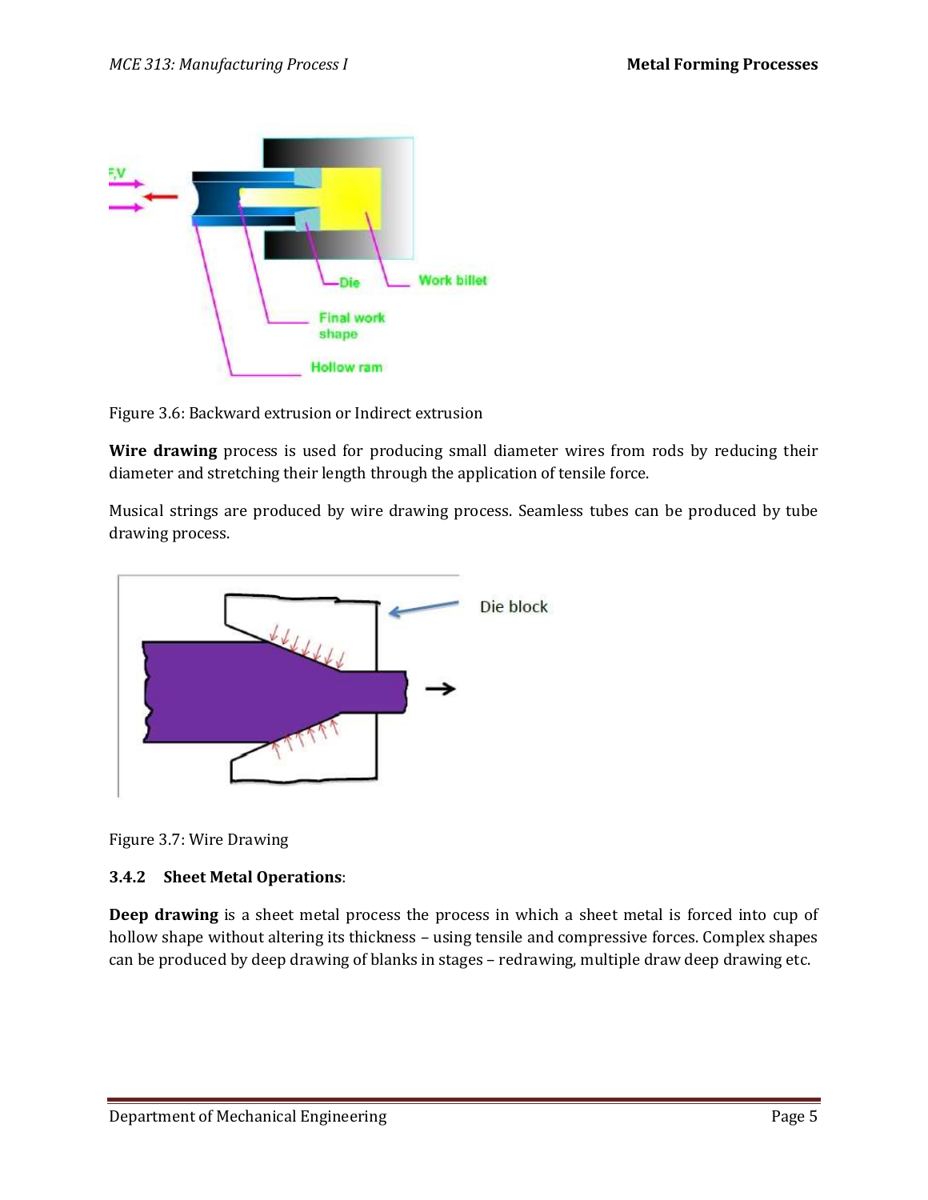Figure 3.6: Backward extrusion or Indirect extrusion

**Wire drawing** process is used for producing small diameter wires from rods by reducing their diameter and stretching their length through the application of tensile force.

Musical strings are produced by wire drawing process. Seamless tubes can be produced by tube drawing process.

Figure 3.7: Wire Drawing

### 3.4.2 Sheet Metal Operations:

**Deep drawing** is a sheet metal process the process in which a sheet metal is forced into cup of hollow shape without altering its thickness – using tensile and compressive forces. Complex shapes can be produced by deep drawing of blanks in stages – redrawing, multiple draw deep drawing etc.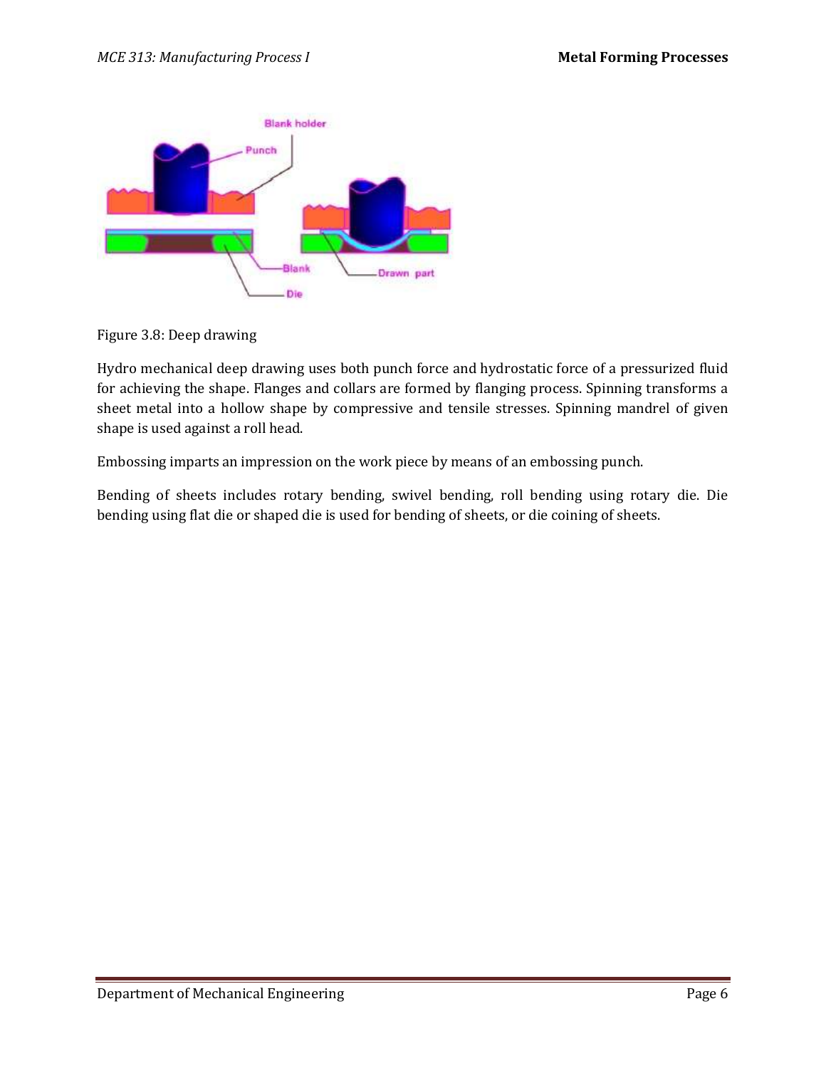Figure 3.8: Deep drawing

Hydro mechanical deep drawing uses both punch force and hydrostatic force of a pressurized fluid for achieving the shape. Flanges and collars are formed by flanging process. Spinning transforms a sheet metal into a hollow shape by compressive and tensile stresses. Spinning mandrel of given shape is used against a roll head.

Embossing imparts an impression on the work piece by means of an embossing punch.

Bending of sheets includes rotary bending, swivel bending, roll bending using rotary die. Die bending using flat die or shaped die is used for bending of sheets, or die coining of sheets.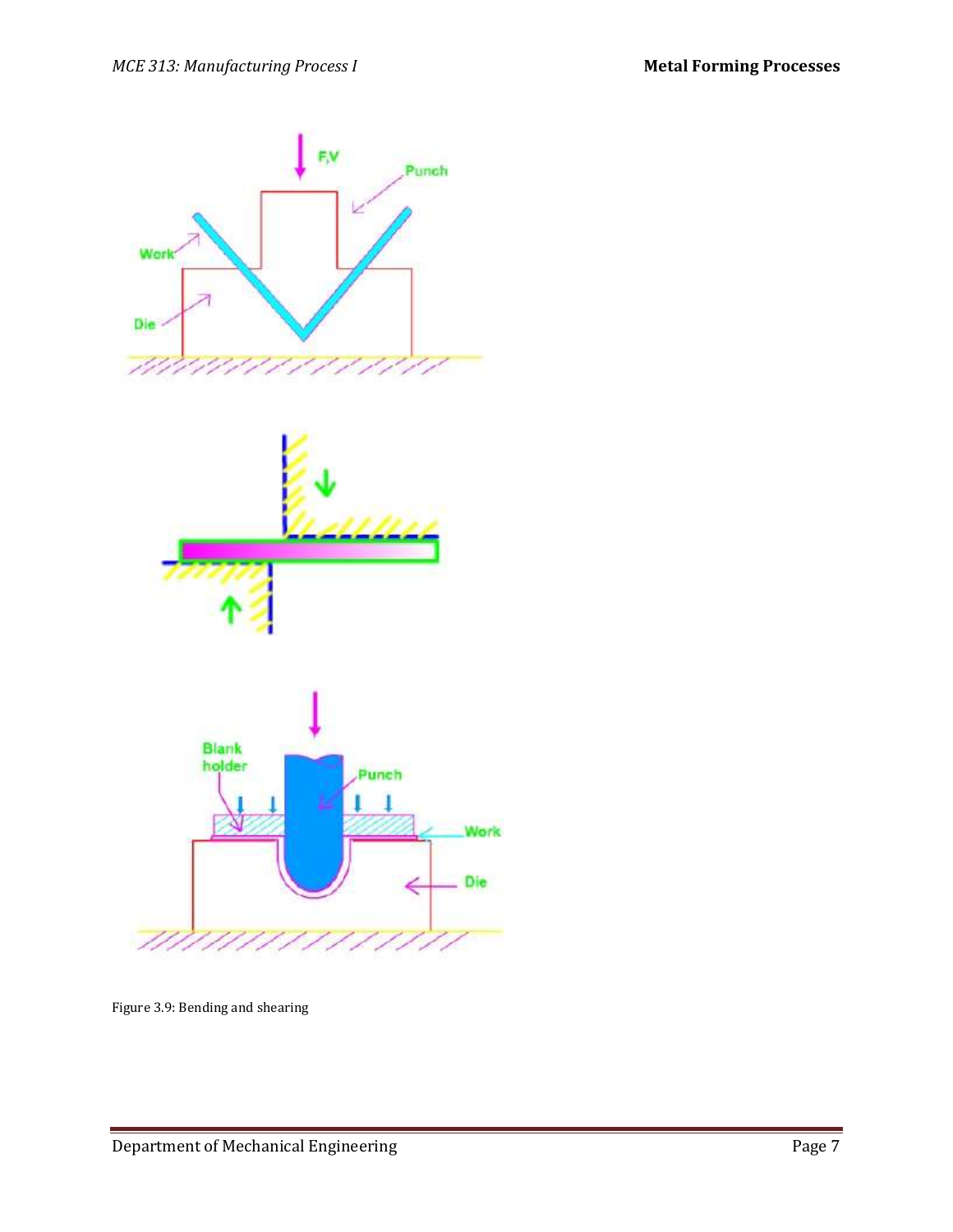F,V

Punch

Work

Die

Blank holder

Punch

Work

Die

Figure 3.9: Bending and shearing